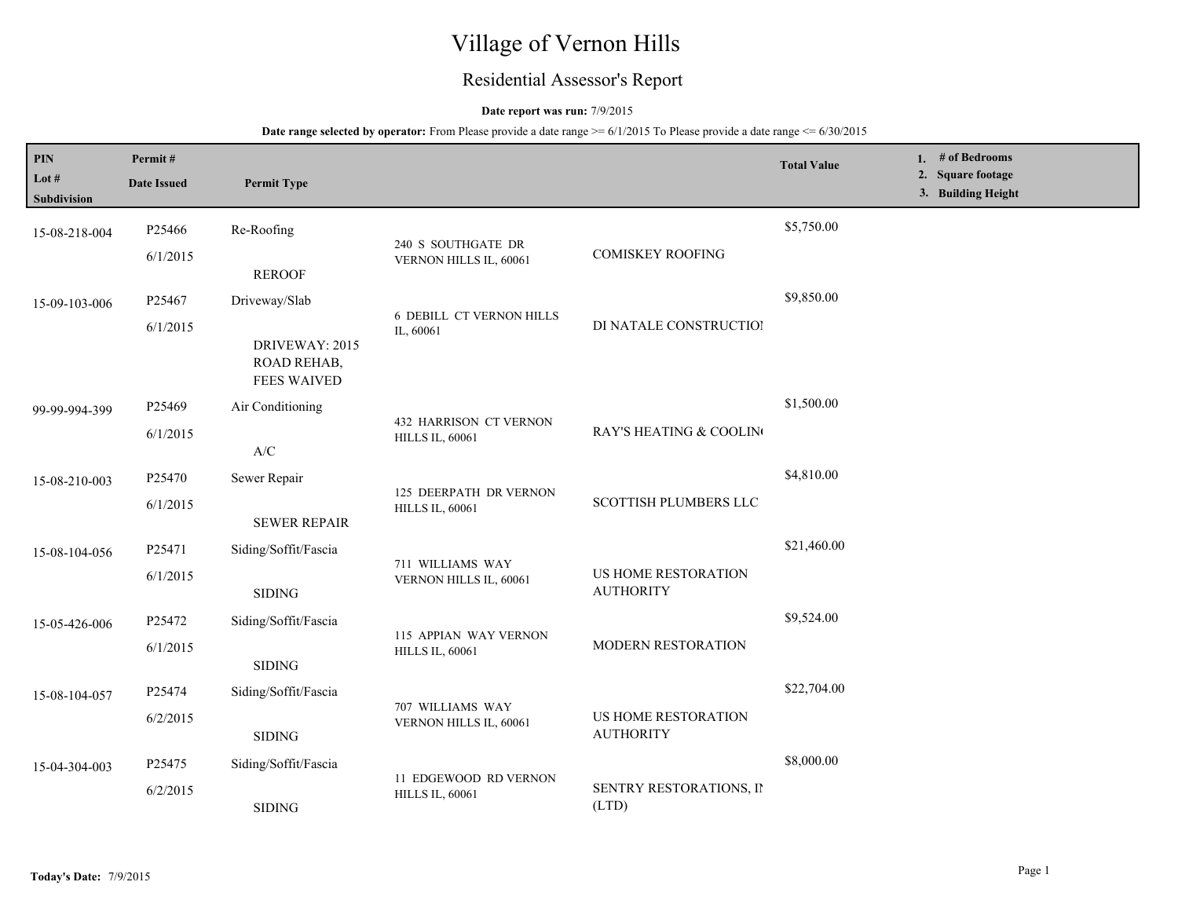# Village of Vernon Hills

## Residential Assessor's Report

**Date report was run:** 7/9/2015

**Date range selected by operator:** From Please provide a date range >= 6/1/2015 To Please provide a date range <= 6/30/2015

| PIN<br>Lot #<br>Subdivision | Permit #<br>Date Issued | Permit Type | | | Total Value | 1. # of Bedrooms<br>2. Square footage<br>3. Building Height |
|---|---|---|---|---|---|---|
| 15-08-218-004 | P25466<br>6/1/2015 | Re-Roofing<br>REROOF | 240 S SOUTHGATE DR VERNON HILLS IL, 60061 | COMISKEY ROOFING | $5,750.00 | |
| 15-09-103-006 | P25467<br>6/1/2015 | Driveway/Slab<br>DRIVEWAY: 2015 ROAD REHAB, FEES WAIVED | 6 DEBILL CT VERNON HILLS IL, 60061 | DI NATALE CONSTRUCTIOI | $9,850.00 | |
| 99-99-994-399 | P25469<br>6/1/2015 | Air Conditioning<br>A/C | 432 HARRISON CT VERNON HILLS IL, 60061 | RAY'S HEATING & COOLIN( | $1,500.00 | |
| 15-08-210-003 | P25470<br>6/1/2015 | Sewer Repair<br>SEWER REPAIR | 125 DEERPATH DR VERNON HILLS IL, 60061 | SCOTTISH PLUMBERS LLC | $4,810.00 | |
| 15-08-104-056 | P25471<br>6/1/2015 | Siding/Soffit/Fascia<br>SIDING | 711 WILLIAMS WAY VERNON HILLS IL, 60061 | US HOME RESTORATION AUTHORITY | $21,460.00 | |
| 15-05-426-006 | P25472<br>6/1/2015 | Siding/Soffit/Fascia<br>SIDING | 115 APPIAN WAY VERNON HILLS IL, 60061 | MODERN RESTORATION | $9,524.00 | |
| 15-08-104-057 | P25474<br>6/2/2015 | Siding/Soffit/Fascia<br>SIDING | 707 WILLIAMS WAY VERNON HILLS IL, 60061 | US HOME RESTORATION AUTHORITY | $22,704.00 | |
| 15-04-304-003 | P25475<br>6/2/2015 | Siding/Soffit/Fascia<br>SIDING | 11 EDGEWOOD RD VERNON HILLS IL, 60061 | SENTRY RESTORATIONS, II (LTD) | $8,000.00 | |

**Today's Date:** 7/9/2015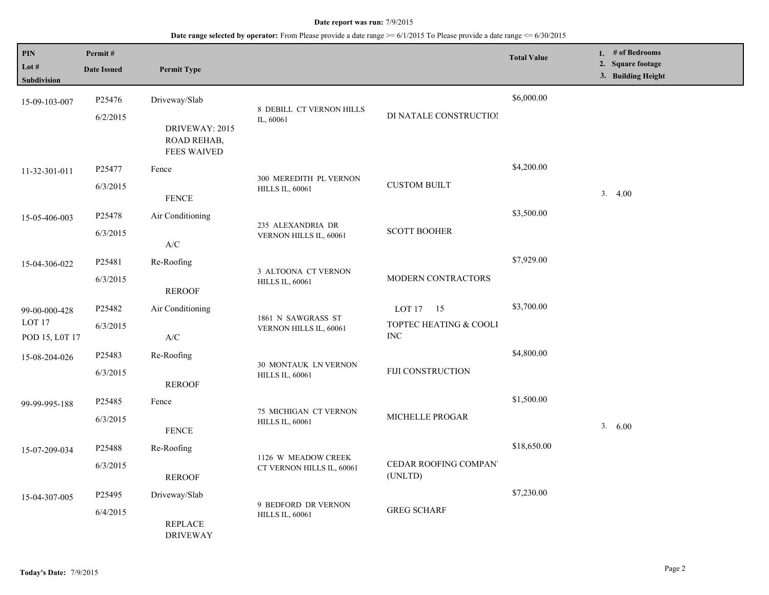**Date report was run:** 7/9/2015

**Date range selected by operator:** From Please provide a date range >= 6/1/2015 To Please provide a date range <= 6/30/2015

| PIN / Lot # / Subdivision | Permit # / Date Issued | Permit Type | | | Total Value | 1. # of Bedrooms 2. Square footage 3. Building Height |
|---|---|---|---|---|---|---|
| 15-09-103-007 | P25476 6/2/2015 | Driveway/Slab DRIVEWAY: 2015 ROAD REHAB, FEES WAIVED | 8 DEBILL CT VERNON HILLS IL, 60061 | DI NATALE CONSTRUCTIOI | $6,000.00 | |
| 11-32-301-011 | P25477 6/3/2015 | Fence FENCE | 300 MEREDITH PL VERNON HILLS IL, 60061 | CUSTOM BUILT | $4,200.00 | 3. 4.00 |
| 15-05-406-003 | P25478 6/3/2015 | Air Conditioning A/C | 235 ALEXANDRIA DR VERNON HILLS IL, 60061 | SCOTT BOOHER | $3,500.00 | |
| 15-04-306-022 | P25481 6/3/2015 | Re-Roofing REROOF | 3 ALTOONA CT VERNON HILLS IL, 60061 | MODERN CONTRACTORS | $7,929.00 | |
| 99-00-000-428 LOT 17 POD 15, L0T 17 | P25482 6/3/2015 | Air Conditioning A/C | 1861 N SAWGRASS ST VERNON HILLS IL, 60061 | LOT 17 15 TOPTEC HEATING & COOLI INC | $3,700.00 | |
| 15-08-204-026 | P25483 6/3/2015 | Re-Roofing REROOF | 30 MONTAUK LN VERNON HILLS IL, 60061 | FIJI CONSTRUCTION | $4,800.00 | |
| 99-99-995-188 | P25485 6/3/2015 | Fence FENCE | 75 MICHIGAN CT VERNON HILLS IL, 60061 | MICHELLE PROGAR | $1,500.00 | 3. 6.00 |
| 15-07-209-034 | P25488 6/3/2015 | Re-Roofing REROOF | 1126 W MEADOW CREEK CT VERNON HILLS IL, 60061 | CEDAR ROOFING COMPAN (UNLTD) | $18,650.00 | |
| 15-04-307-005 | P25495 6/4/2015 | Driveway/Slab REPLACE DRIVEWAY | 9 BEDFORD DR VERNON HILLS IL, 60061 | GREG SCHARF | $7,230.00 | |

**Today's Date:** 7/9/2015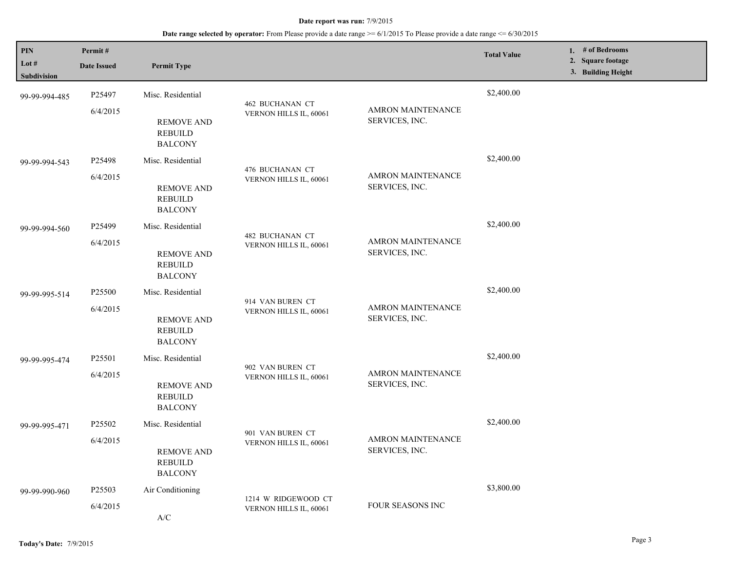**Date report was run:** 7/9/2015

**Date range selected by operator:** From Please provide a date range >= 6/1/2015 To Please provide a date range <= 6/30/2015

| PIN / Lot # / Subdivision | Permit # / Date Issued | Permit Type | | | Total Value | 1. # of Bedrooms 2. Square footage 3. Building Height |
|---|---|---|---|---|---|---|
| 99-99-994-485 | P25497 6/4/2015 | Misc. Residential REMOVE AND REBUILD BALCONY | 462 BUCHANAN CT VERNON HILLS IL, 60061 | AMRON MAINTENANCE SERVICES, INC. | $2,400.00 | |
| 99-99-994-543 | P25498 6/4/2015 | Misc. Residential REMOVE AND REBUILD BALCONY | 476 BUCHANAN CT VERNON HILLS IL, 60061 | AMRON MAINTENANCE SERVICES, INC. | $2,400.00 | |
| 99-99-994-560 | P25499 6/4/2015 | Misc. Residential REMOVE AND REBUILD BALCONY | 482 BUCHANAN CT VERNON HILLS IL, 60061 | AMRON MAINTENANCE SERVICES, INC. | $2,400.00 | |
| 99-99-995-514 | P25500 6/4/2015 | Misc. Residential REMOVE AND REBUILD BALCONY | 914 VAN BUREN CT VERNON HILLS IL, 60061 | AMRON MAINTENANCE SERVICES, INC. | $2,400.00 | |
| 99-99-995-474 | P25501 6/4/2015 | Misc. Residential REMOVE AND REBUILD BALCONY | 902 VAN BUREN CT VERNON HILLS IL, 60061 | AMRON MAINTENANCE SERVICES, INC. | $2,400.00 | |
| 99-99-995-471 | P25502 6/4/2015 | Misc. Residential REMOVE AND REBUILD BALCONY | 901 VAN BUREN CT VERNON HILLS IL, 60061 | AMRON MAINTENANCE SERVICES, INC. | $2,400.00 | |
| 99-99-990-960 | P25503 6/4/2015 | Air Conditioning A/C | 1214 W RIDGEWOOD CT VERNON HILLS IL, 60061 | FOUR SEASONS INC | $3,800.00 | |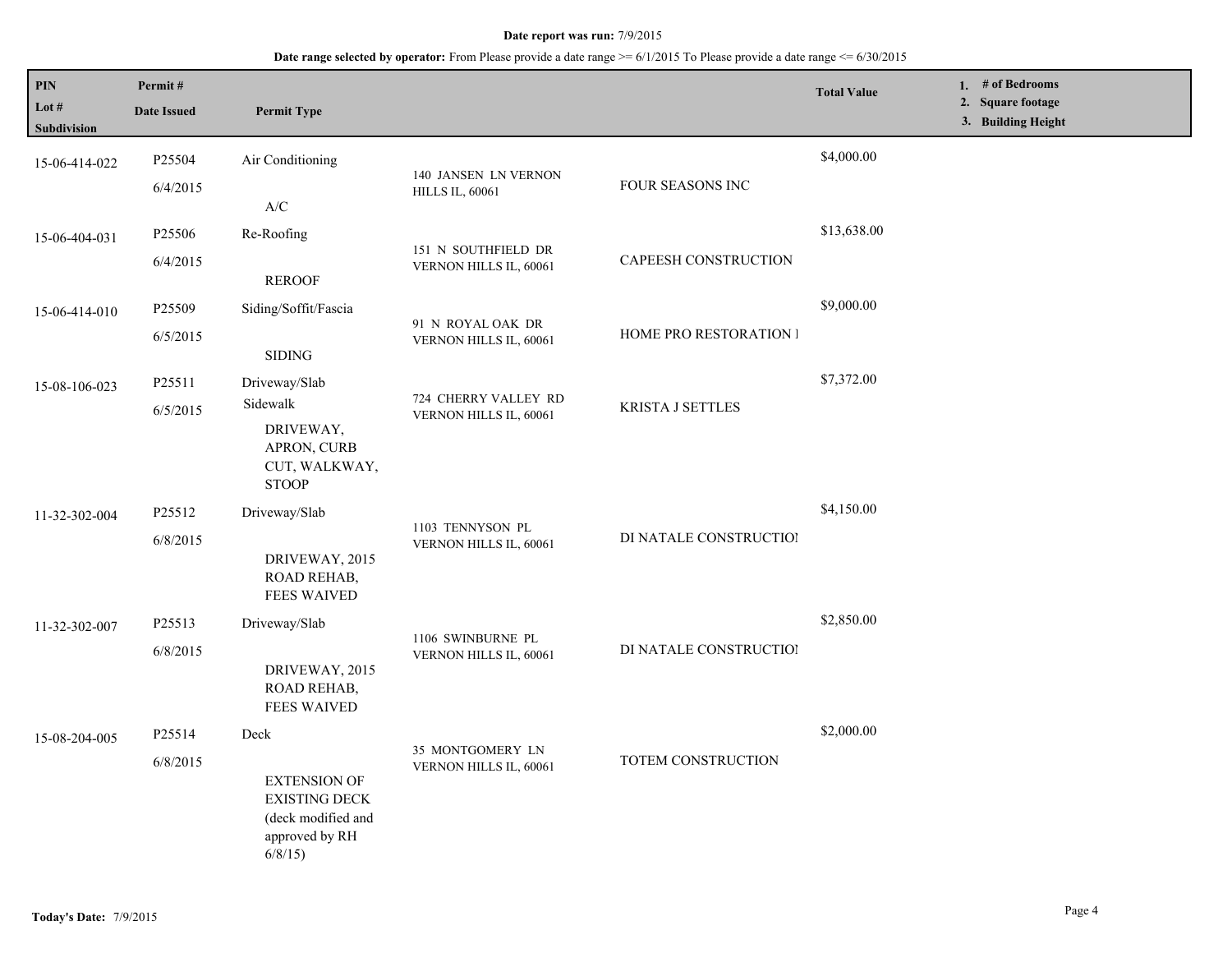**Date report was run:** 7/9/2015

**Date range selected by operator:** From Please provide a date range >= 6/1/2015 To Please provide a date range <= 6/30/2015

| PIN<br>Lot #<br>Subdivision | Permit #<br>Date Issued | Permit Type | | | Total Value | 1. # of Bedrooms<br>2. Square footage<br>3. Building Height |
|---|---|---|---|---|---|---|
| 15-06-414-022 | P25504<br>6/4/2015 | Air Conditioning<br>A/C | 140 JANSEN LN VERNON HILLS IL, 60061 | FOUR SEASONS INC | $4,000.00 | |
| 15-06-404-031 | P25506<br>6/4/2015 | Re-Roofing<br>REROOF | 151 N SOUTHFIELD DR VERNON HILLS IL, 60061 | CAPEESH CONSTRUCTION | $13,638.00 | |
| 15-06-414-010 | P25509<br>6/5/2015 | Siding/Soffit/Fascia<br>SIDING | 91 N ROYAL OAK DR VERNON HILLS IL, 60061 | HOME PRO RESTORATION I | $9,000.00 | |
| 15-08-106-023 | P25511<br>6/5/2015 | Driveway/Slab<br>Sidewalk<br>DRIVEWAY, APRON, CURB CUT, WALKWAY, STOOP | 724 CHERRY VALLEY RD VERNON HILLS IL, 60061 | KRISTA J SETTLES | $7,372.00 | |
| 11-32-302-004 | P25512<br>6/8/2015 | Driveway/Slab<br>DRIVEWAY, 2015 ROAD REHAB, FEES WAIVED | 1103 TENNYSON PL VERNON HILLS IL, 60061 | DI NATALE CONSTRUCTIOI | $4,150.00 | |
| 11-32-302-007 | P25513<br>6/8/2015 | Driveway/Slab<br>DRIVEWAY, 2015 ROAD REHAB, FEES WAIVED | 1106 SWINBURNE PL VERNON HILLS IL, 60061 | DI NATALE CONSTRUCTIOI | $2,850.00 | |
| 15-08-204-005 | P25514<br>6/8/2015 | Deck<br>EXTENSION OF EXISTING DECK (deck modified and approved by RH 6/8/15) | 35 MONTGOMERY LN VERNON HILLS IL, 60061 | TOTEM CONSTRUCTION | $2,000.00 | |

**Today's Date:** 7/9/2015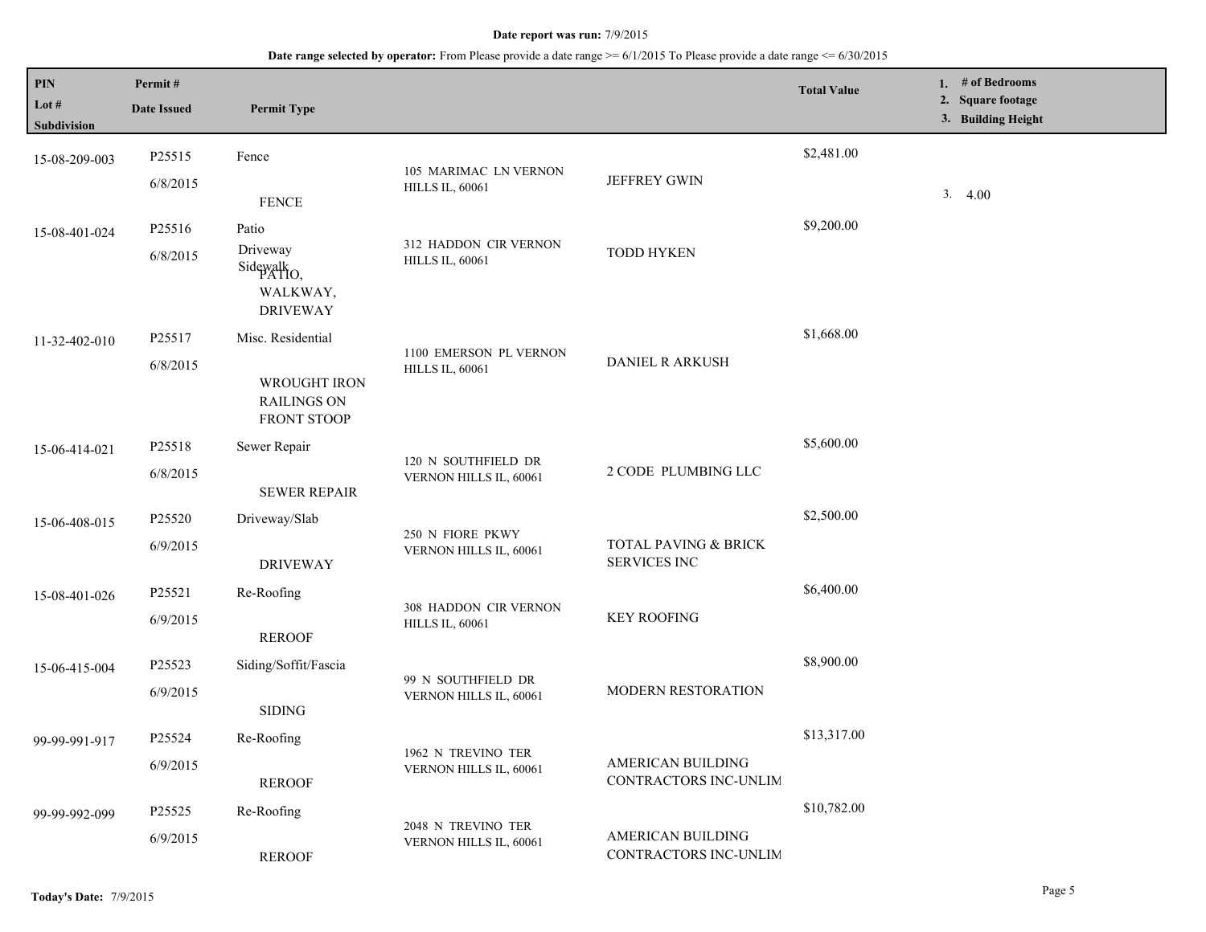**Date report was run:** 7/9/2015

**Date range selected by operator:** From Please provide a date range >= 6/1/2015 To Please provide a date range <= 6/30/2015

| PIN<br>Lot #<br>Subdivision | Permit #<br>Date Issued | Permit Type | | | Total Value | 1. # of Bedrooms<br>2. Square footage<br>3. Building Height |
|---|---|---|---|---|---|---|
| 15-08-209-003 | P25515<br>6/8/2015 | Fence<br>FENCE | 105 MARIMAC LN VERNON HILLS IL, 60061 | JEFFREY GWIN | $2,481.00 | 3. 4.00 |
| 15-08-401-024 | P25516<br>6/8/2015 | Patio<br>Driveway<br>Sidewalk<br>PATIO, WALKWAY, DRIVEWAY | 312 HADDON CIR VERNON HILLS IL, 60061 | TODD HYKEN | $9,200.00 | |
| 11-32-402-010 | P25517<br>6/8/2015 | Misc. Residential<br>WROUGHT IRON RAILINGS ON FRONT STOOP | 1100 EMERSON PL VERNON HILLS IL, 60061 | DANIEL R ARKUSH | $1,668.00 | |
| 15-06-414-021 | P25518<br>6/8/2015 | Sewer Repair<br>SEWER REPAIR | 120 N SOUTHFIELD DR VERNON HILLS IL, 60061 | 2 CODE PLUMBING LLC | $5,600.00 | |
| 15-06-408-015 | P25520<br>6/9/2015 | Driveway/Slab<br>DRIVEWAY | 250 N FIORE PKWY VERNON HILLS IL, 60061 | TOTAL PAVING & BRICK SERVICES INC | $2,500.00 | |
| 15-08-401-026 | P25521<br>6/9/2015 | Re-Roofing<br>REROOF | 308 HADDON CIR VERNON HILLS IL, 60061 | KEY ROOFING | $6,400.00 | |
| 15-06-415-004 | P25523<br>6/9/2015 | Siding/Soffit/Fascia<br>SIDING | 99 N SOUTHFIELD DR VERNON HILLS IL, 60061 | MODERN RESTORATION | $8,900.00 | |
| 99-99-991-917 | P25524<br>6/9/2015 | Re-Roofing<br>REROOF | 1962 N TREVINO TER VERNON HILLS IL, 60061 | AMERICAN BUILDING CONTRACTORS INC-UNLIM | $13,317.00 | |
| 99-99-992-099 | P25525<br>6/9/2015 | Re-Roofing<br>REROOF | 2048 N TREVINO TER VERNON HILLS IL, 60061 | AMERICAN BUILDING CONTRACTORS INC-UNLIM | $10,782.00 | |

**Today's Date:** 7/9/2015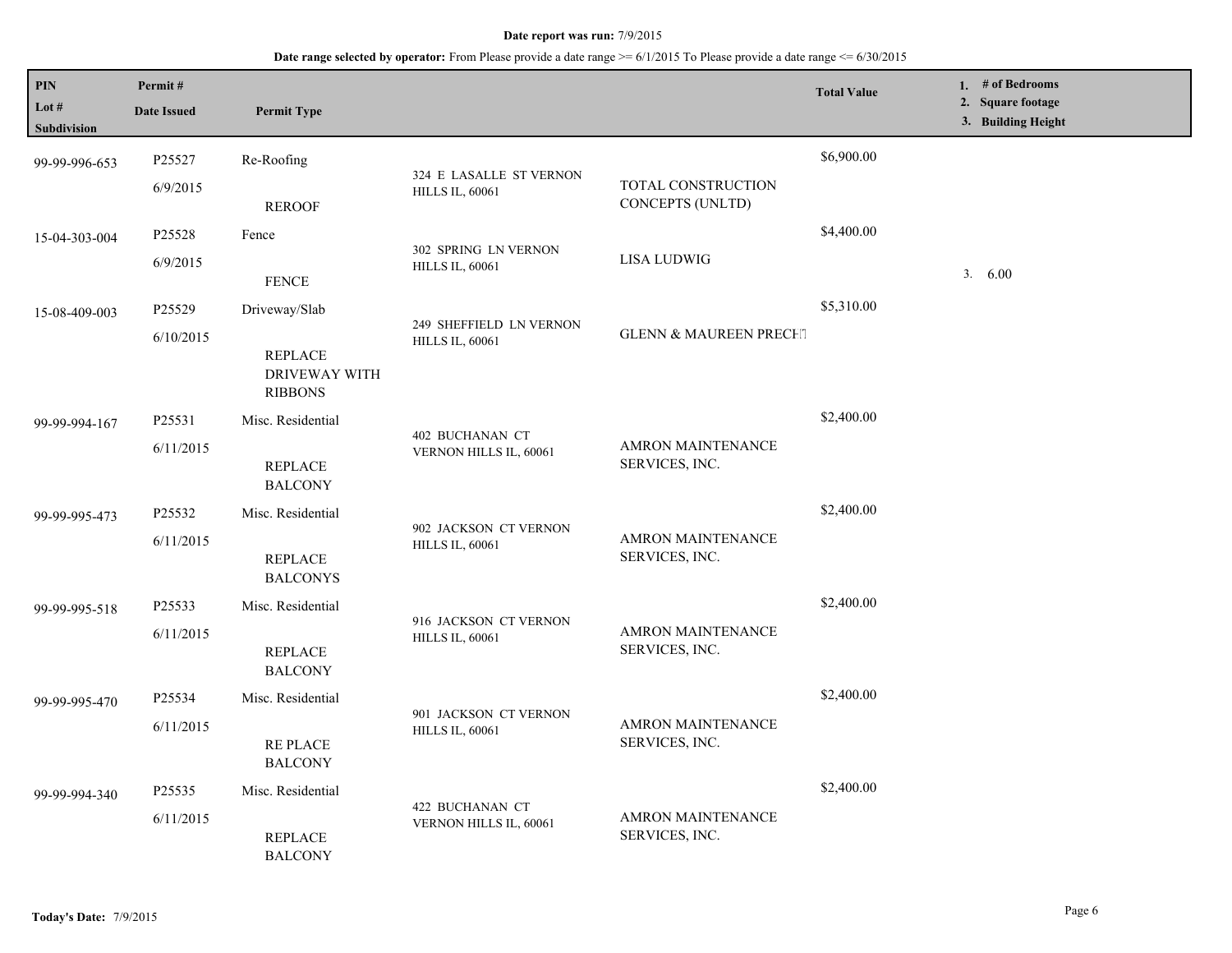**Date report was run:** 7/9/2015

**Date range selected by operator:** From Please provide a date range >= 6/1/2015 To Please provide a date range <= 6/30/2015

| PIN / Lot # / Subdivision | Permit # / Date Issued | Permit Type | | | Total Value | 1. # of Bedrooms 2. Square footage 3. Building Height |
|---|---|---|---|---|---|---|
| 99-99-996-653 | P25527 6/9/2015 | Re-Roofing REROOF | 324 E LASALLE ST VERNON HILLS IL, 60061 | TOTAL CONSTRUCTION CONCEPTS (UNLTD) | $6,900.00 | |
| 15-04-303-004 | P25528 6/9/2015 | Fence FENCE | 302 SPRING LN VERNON HILLS IL, 60061 | LISA LUDWIG | $4,400.00 | 3. 6.00 |
| 15-08-409-003 | P25529 6/10/2015 | Driveway/Slab REPLACE DRIVEWAY WITH RIBBONS | 249 SHEFFIELD LN VERNON HILLS IL, 60061 | GLENN & MAUREEN PRECHT | $5,310.00 | |
| 99-99-994-167 | P25531 6/11/2015 | Misc. Residential REPLACE BALCONY | 402 BUCHANAN CT VERNON HILLS IL, 60061 | AMRON MAINTENANCE SERVICES, INC. | $2,400.00 | |
| 99-99-995-473 | P25532 6/11/2015 | Misc. Residential REPLACE BALCONYS | 902 JACKSON CT VERNON HILLS IL, 60061 | AMRON MAINTENANCE SERVICES, INC. | $2,400.00 | |
| 99-99-995-518 | P25533 6/11/2015 | Misc. Residential REPLACE BALCONY | 916 JACKSON CT VERNON HILLS IL, 60061 | AMRON MAINTENANCE SERVICES, INC. | $2,400.00 | |
| 99-99-995-470 | P25534 6/11/2015 | Misc. Residential RE PLACE BALCONY | 901 JACKSON CT VERNON HILLS IL, 60061 | AMRON MAINTENANCE SERVICES, INC. | $2,400.00 | |
| 99-99-994-340 | P25535 6/11/2015 | Misc. Residential REPLACE BALCONY | 422 BUCHANAN CT VERNON HILLS IL, 60061 | AMRON MAINTENANCE SERVICES, INC. | $2,400.00 | |

**Today's Date:** 7/9/2015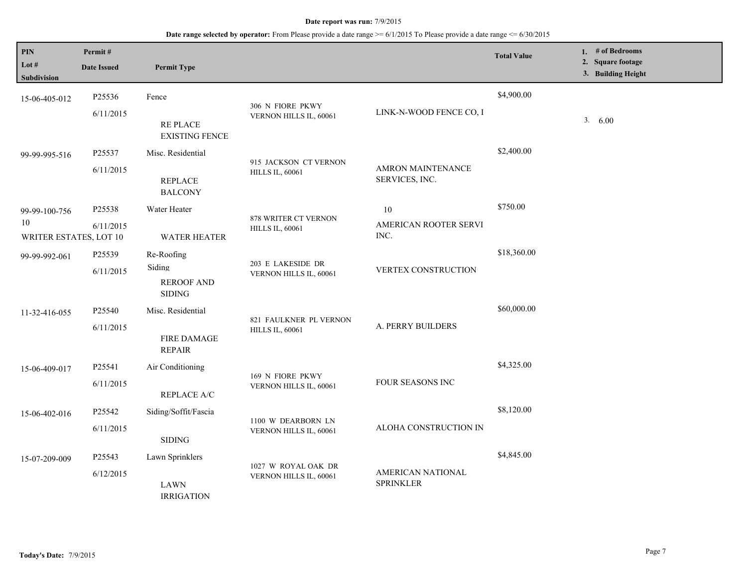**Date report was run:** 7/9/2015

**Date range selected by operator:** From Please provide a date range >= 6/1/2015 To Please provide a date range <= 6/30/2015

| PIN / Lot # / Subdivision | Permit # / Date Issued | Permit Type | Address | Contractor | Total Value | 1. # of Bedrooms 2. Square footage 3. Building Height |
|---|---|---|---|---|---|---|
| 15-06-405-012 | P25536<br>6/11/2015 | Fence<br>RE PLACE EXISTING FENCE | 306 N FIORE PKWY VERNON HILLS IL, 60061 | LINK-N-WOOD FENCE CO, I | $4,900.00 | 3. 6.00 |
| 99-99-995-516 | P25537<br>6/11/2015 | Misc. Residential<br>REPLACE BALCONY | 915 JACKSON CT VERNON HILLS IL, 60061 | AMRON MAINTENANCE SERVICES, INC. | $2,400.00 | |
| 99-99-100-756<br>10<br>WRITER ESTATES, LOT 10 | P25538<br>6/11/2015 | Water Heater<br>WATER HEATER | 878 WRITER CT VERNON HILLS IL, 60061 | 10<br>AMERICAN ROOTER SERVI INC. | $750.00 | |
| 99-99-992-061 | P25539<br>6/11/2015 | Re-Roofing<br>Siding<br>REROOF AND SIDING | 203 E LAKESIDE DR VERNON HILLS IL, 60061 | VERTEX CONSTRUCTION | $18,360.00 | |
| 11-32-416-055 | P25540<br>6/11/2015 | Misc. Residential<br>FIRE DAMAGE REPAIR | 821 FAULKNER PL VERNON HILLS IL, 60061 | A. PERRY BUILDERS | $60,000.00 | |
| 15-06-409-017 | P25541<br>6/11/2015 | Air Conditioning<br>REPLACE A/C | 169 N FIORE PKWY VERNON HILLS IL, 60061 | FOUR SEASONS INC | $4,325.00 | |
| 15-06-402-016 | P25542<br>6/11/2015 | Siding/Soffit/Fascia<br>SIDING | 1100 W DEARBORN LN VERNON HILLS IL, 60061 | ALOHA CONSTRUCTION IN | $8,120.00 | |
| 15-07-209-009 | P25543<br>6/12/2015 | Lawn Sprinklers<br>LAWN IRRIGATION | 1027 W ROYAL OAK DR VERNON HILLS IL, 60061 | AMERICAN NATIONAL SPRINKLER | $4,845.00 | |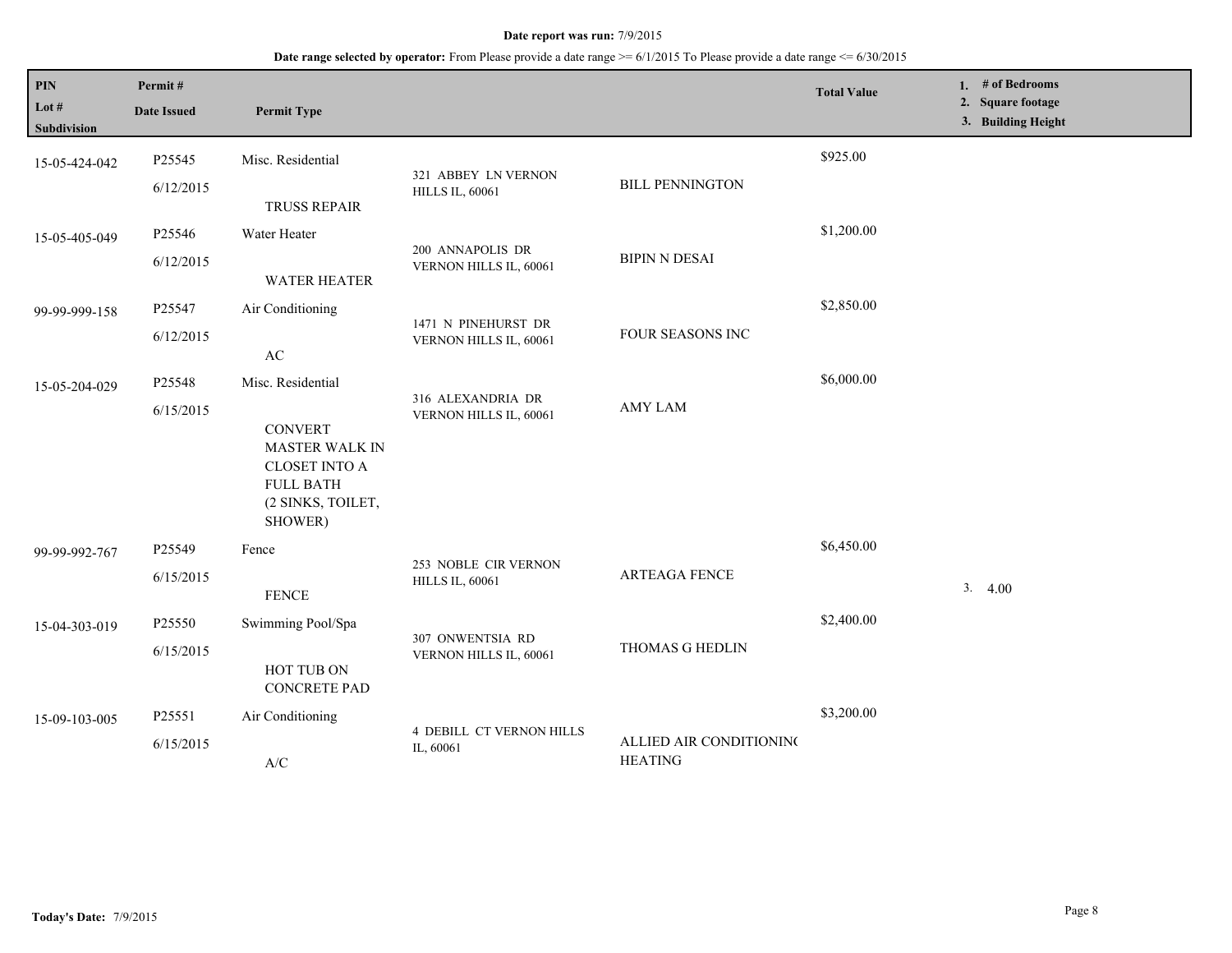**Date report was run:** 7/9/2015

**Date range selected by operator:** From Please provide a date range >= 6/1/2015 To Please provide a date range <= 6/30/2015

| PIN / Lot # / Subdivision | Permit # / Date Issued | Permit Type | Address | Contractor/Owner | Total Value | 1. # of Bedrooms 2. Square footage 3. Building Height |
|---|---|---|---|---|---|---|
| 15-05-424-042 | P25545 6/12/2015 | Misc. Residential TRUSS REPAIR | 321 ABBEY LN VERNON HILLS IL, 60061 | BILL PENNINGTON | $925.00 | |
| 15-05-405-049 | P25546 6/12/2015 | Water Heater WATER HEATER | 200 ANNAPOLIS DR VERNON HILLS IL, 60061 | BIPIN N DESAI | $1,200.00 | |
| 99-99-999-158 | P25547 6/12/2015 | Air Conditioning AC | 1471 N PINEHURST DR VERNON HILLS IL, 60061 | FOUR SEASONS INC | $2,850.00 | |
| 15-05-204-029 | P25548 6/15/2015 | Misc. Residential CONVERT MASTER WALK IN CLOSET INTO A FULL BATH (2 SINKS, TOILET, SHOWER) | 316 ALEXANDRIA DR VERNON HILLS IL, 60061 | AMY LAM | $6,000.00 | |
| 99-99-992-767 | P25549 6/15/2015 | Fence FENCE | 253 NOBLE CIR VERNON HILLS IL, 60061 | ARTEAGA FENCE | $6,450.00 | 3. 4.00 |
| 15-04-303-019 | P25550 6/15/2015 | Swimming Pool/Spa HOT TUB ON CONCRETE PAD | 307 ONWENTSIA RD VERNON HILLS IL, 60061 | THOMAS G HEDLIN | $2,400.00 | |
| 15-09-103-005 | P25551 6/15/2015 | Air Conditioning A/C | 4 DEBILL CT VERNON HILLS IL, 60061 | ALLIED AIR CONDITIONING HEATING | $3,200.00 | |

**Today's Date:** 7/9/2015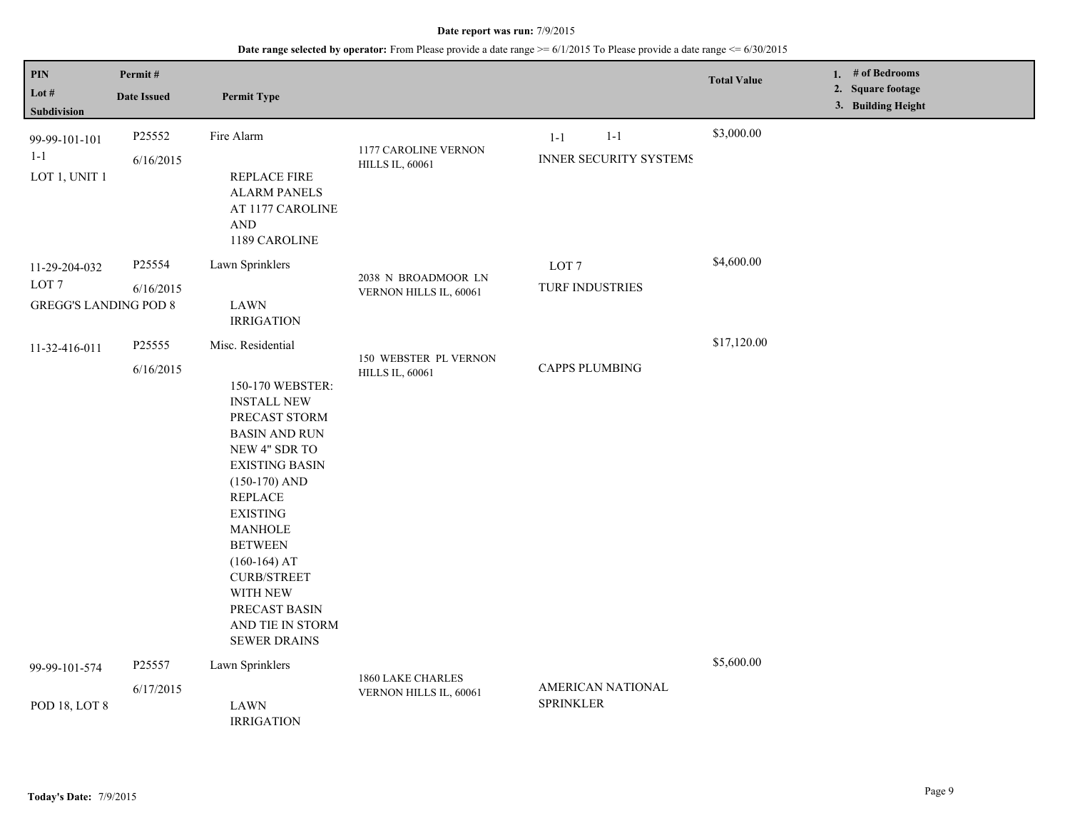**Date report was run:** 7/9/2015

**Date range selected by operator:** From Please provide a date range >= 6/1/2015 To Please provide a date range <= 6/30/2015

| PIN / Lot # / Subdivision | Permit # / Date Issued | Permit Type | | | Total Value | 1. # of Bedrooms 2. Square footage 3. Building Height |
|---|---|---|---|---|---|---|
| 99-99-101-101<br>1-1<br>LOT 1, UNIT 1 | P25552<br>6/16/2015 | Fire Alarm<br><br>REPLACE FIRE ALARM PANELS AT 1177 CAROLINE AND 1189 CAROLINE | 1177 CAROLINE VERNON HILLS IL, 60061 | 1-1 1-1<br>INNER SECURITY SYSTEMS | $3,000.00 | |
| 11-29-204-032<br>LOT 7<br>GREGG'S LANDING POD 8 | P25554<br>6/16/2015 | Lawn Sprinklers<br><br>LAWN IRRIGATION | 2038 N BROADMOOR LN VERNON HILLS IL, 60061 | LOT 7<br>TURF INDUSTRIES | $4,600.00 | |
| 11-32-416-011 | P25555<br>6/16/2015 | Misc. Residential<br><br>150-170 WEBSTER: INSTALL NEW PRECAST STORM BASIN AND RUN NEW 4" SDR TO EXISTING BASIN (150-170) AND REPLACE EXISTING MANHOLE BETWEEN (160-164) AT CURB/STREET WITH NEW PRECAST BASIN AND TIE IN STORM SEWER DRAINS | 150 WEBSTER PL VERNON HILLS IL, 60061 | CAPPS PLUMBING | $17,120.00 | |
| 99-99-101-574<br><br>POD 18, LOT 8 | P25557<br>6/17/2015 | Lawn Sprinklers<br><br>LAWN IRRIGATION | 1860 LAKE CHARLES VERNON HILLS IL, 60061 | AMERICAN NATIONAL SPRINKLER | $5,600.00 | |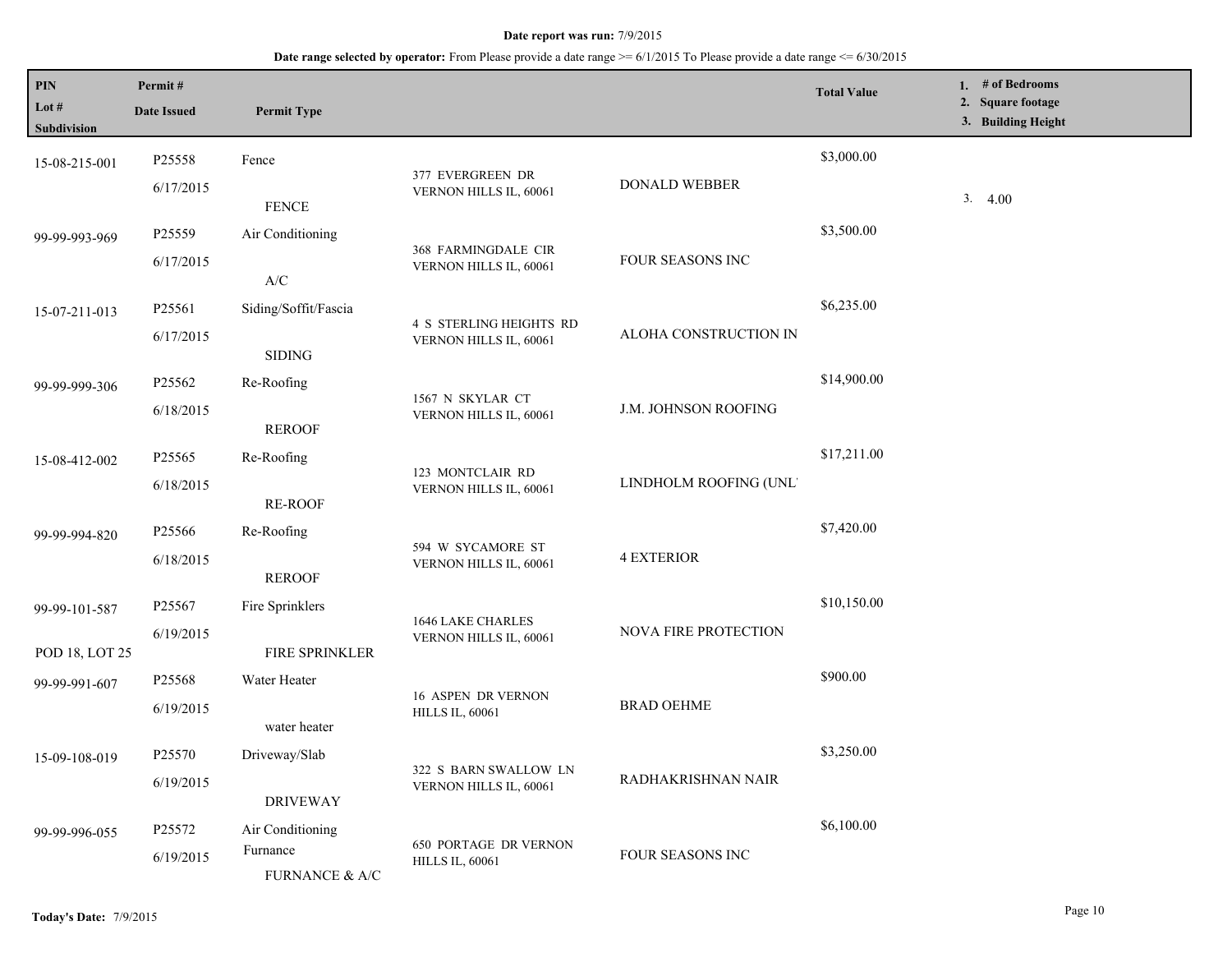**Date report was run:** 7/9/2015

**Date range selected by operator:** From Please provide a date range >= 6/1/2015 To Please provide a date range <= 6/30/2015

| PIN / Lot # / Subdivision | Permit # / Date Issued | Permit Type | Address | Contractor | Total Value | 1. # of Bedrooms 2. Square footage 3. Building Height |
|---|---|---|---|---|---|---|
| 15-08-215-001 | P25558 6/17/2015 | Fence FENCE | 377 EVERGREEN DR VERNON HILLS IL, 60061 | DONALD WEBBER | $3,000.00 | 3. 4.00 |
| 99-99-993-969 | P25559 6/17/2015 | Air Conditioning A/C | 368 FARMINGDALE CIR VERNON HILLS IL, 60061 | FOUR SEASONS INC | $3,500.00 | |
| 15-07-211-013 | P25561 6/17/2015 | Siding/Soffit/Fascia SIDING | 4 S STERLING HEIGHTS RD VERNON HILLS IL, 60061 | ALOHA CONSTRUCTION IN | $6,235.00 | |
| 99-99-999-306 | P25562 6/18/2015 | Re-Roofing REROOF | 1567 N SKYLAR CT VERNON HILLS IL, 60061 | J.M. JOHNSON ROOFING | $14,900.00 | |
| 15-08-412-002 | P25565 6/18/2015 | Re-Roofing RE-ROOF | 123 MONTCLAIR RD VERNON HILLS IL, 60061 | LINDHOLM ROOFING (UNL' | $17,211.00 | |
| 99-99-994-820 | P25566 6/18/2015 | Re-Roofing REROOF | 594 W SYCAMORE ST VERNON HILLS IL, 60061 | 4 EXTERIOR | $7,420.00 | |
| 99-99-101-587 POD 18, LOT 25 | P25567 6/19/2015 | Fire Sprinklers FIRE SPRINKLER | 1646 LAKE CHARLES VERNON HILLS IL, 60061 | NOVA FIRE PROTECTION | $10,150.00 | |
| 99-99-991-607 | P25568 6/19/2015 | Water Heater water heater | 16 ASPEN DR VERNON HILLS IL, 60061 | BRAD OEHME | $900.00 | |
| 15-09-108-019 | P25570 6/19/2015 | Driveway/Slab DRIVEWAY | 322 S BARN SWALLOW LN VERNON HILLS IL, 60061 | RADHAKRISHNAN NAIR | $3,250.00 | |
| 99-99-996-055 | P25572 6/19/2015 | Air Conditioning Furnance FURNANCE & A/C | 650 PORTAGE DR VERNON HILLS IL, 60061 | FOUR SEASONS INC | $6,100.00 | |

**Today's Date:** 7/9/2015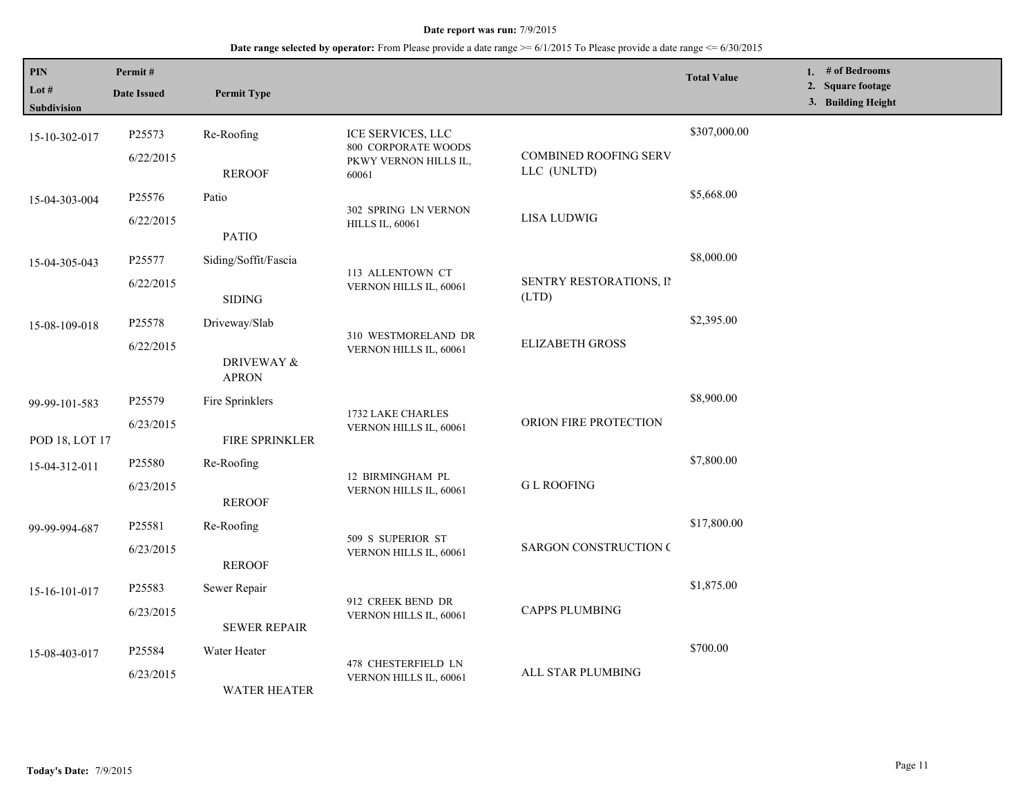**Date report was run:** 7/9/2015

**Date range selected by operator:** From Please provide a date range >= 6/1/2015 To Please provide a date range <= 6/30/2015

| PIN / Lot # / Subdivision | Permit # / Date Issued | Permit Type | | | Total Value | 1. # of Bedrooms 2. Square footage 3. Building Height |
|---|---|---|---|---|---|---|
| 15-10-302-017 | P25573 6/22/2015 | Re-Roofing REROOF | ICE SERVICES, LLC 800 CORPORATE WOODS PKWY VERNON HILLS IL, 60061 | COMBINED ROOFING SERV LLC (UNLTD) | $307,000.00 | |
| 15-04-303-004 | P25576 6/22/2015 | Patio PATIO | 302 SPRING LN VERNON HILLS IL, 60061 | LISA LUDWIG | $5,668.00 | |
| 15-04-305-043 | P25577 6/22/2015 | Siding/Soffit/Fascia SIDING | 113 ALLENTOWN CT VERNON HILLS IL, 60061 | SENTRY RESTORATIONS, IN (LTD) | $8,000.00 | |
| 15-08-109-018 | P25578 6/22/2015 | Driveway/Slab DRIVEWAY & APRON | 310 WESTMORELAND DR VERNON HILLS IL, 60061 | ELIZABETH GROSS | $2,395.00 | |
| 99-99-101-583 POD 18, LOT 17 | P25579 6/23/2015 | Fire Sprinklers FIRE SPRINKLER | 1732 LAKE CHARLES VERNON HILLS IL, 60061 | ORION FIRE PROTECTION | $8,900.00 | |
| 15-04-312-011 | P25580 6/23/2015 | Re-Roofing REROOF | 12 BIRMINGHAM PL VERNON HILLS IL, 60061 | G L ROOFING | $7,800.00 | |
| 99-99-994-687 | P25581 6/23/2015 | Re-Roofing REROOF | 509 S SUPERIOR ST VERNON HILLS IL, 60061 | SARGON CONSTRUCTION C | $17,800.00 | |
| 15-16-101-017 | P25583 6/23/2015 | Sewer Repair SEWER REPAIR | 912 CREEK BEND DR VERNON HILLS IL, 60061 | CAPPS PLUMBING | $1,875.00 | |
| 15-08-403-017 | P25584 6/23/2015 | Water Heater WATER HEATER | 478 CHESTERFIELD LN VERNON HILLS IL, 60061 | ALL STAR PLUMBING | $700.00 | |

**Today's Date:** 7/9/2015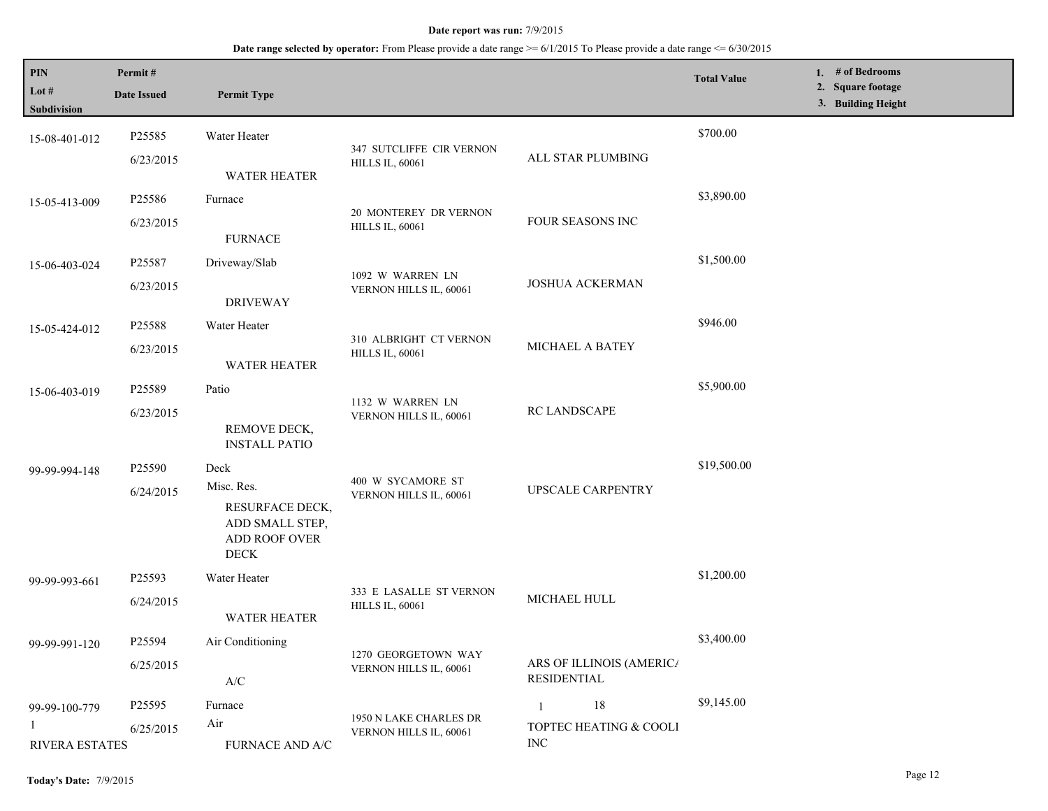**Date report was run:** 7/9/2015

**Date range selected by operator:** From Please provide a date range >= 6/1/2015 To Please provide a date range <= 6/30/2015

| PIN<br>Lot #<br>Subdivision | Permit #<br>Date Issued | Permit Type | | | Total Value | 1. # of Bedrooms<br>2. Square footage<br>3. Building Height |
|---|---|---|---|---|---|---|
| 15-08-401-012 | P25585<br>6/23/2015 | Water Heater<br>WATER HEATER | 347 SUTCLIFFE CIR VERNON HILLS IL, 60061 | ALL STAR PLUMBING | $700.00 | |
| 15-05-413-009 | P25586<br>6/23/2015 | Furnace<br>FURNACE | 20 MONTEREY DR VERNON HILLS IL, 60061 | FOUR SEASONS INC | $3,890.00 | |
| 15-06-403-024 | P25587<br>6/23/2015 | Driveway/Slab<br>DRIVEWAY | 1092 W WARREN LN VERNON HILLS IL, 60061 | JOSHUA ACKERMAN | $1,500.00 | |
| 15-05-424-012 | P25588<br>6/23/2015 | Water Heater<br>WATER HEATER | 310 ALBRIGHT CT VERNON HILLS IL, 60061 | MICHAEL A BATEY | $946.00 | |
| 15-06-403-019 | P25589<br>6/23/2015 | Patio<br>REMOVE DECK, INSTALL PATIO | 1132 W WARREN LN VERNON HILLS IL, 60061 | RC LANDSCAPE | $5,900.00 | |
| 99-99-994-148 | P25590<br>6/24/2015 | Deck<br>Misc. Res.<br>RESURFACE DECK, ADD SMALL STEP, ADD ROOF OVER DECK | 400 W SYCAMORE ST VERNON HILLS IL, 60061 | UPSCALE CARPENTRY | $19,500.00 | |
| 99-99-993-661 | P25593<br>6/24/2015 | Water Heater<br>WATER HEATER | 333 E LASALLE ST VERNON HILLS IL, 60061 | MICHAEL HULL | $1,200.00 | |
| 99-99-991-120 | P25594<br>6/25/2015 | Air Conditioning<br>A/C | 1270 GEORGETOWN WAY VERNON HILLS IL, 60061 | ARS OF ILLINOIS (AMERICA RESIDENTIAL | $3,400.00 | |
| 99-99-100-779<br>1<br>RIVERA ESTATES | P25595<br>6/25/2015 | Furnace<br>Air<br>FURNACE AND A/C | 1950 N LAKE CHARLES DR VERNON HILLS IL, 60061 | 1 18<br>TOPTEC HEATING & COOLI INC | $9,145.00 | |

**Today's Date:** 7/9/2015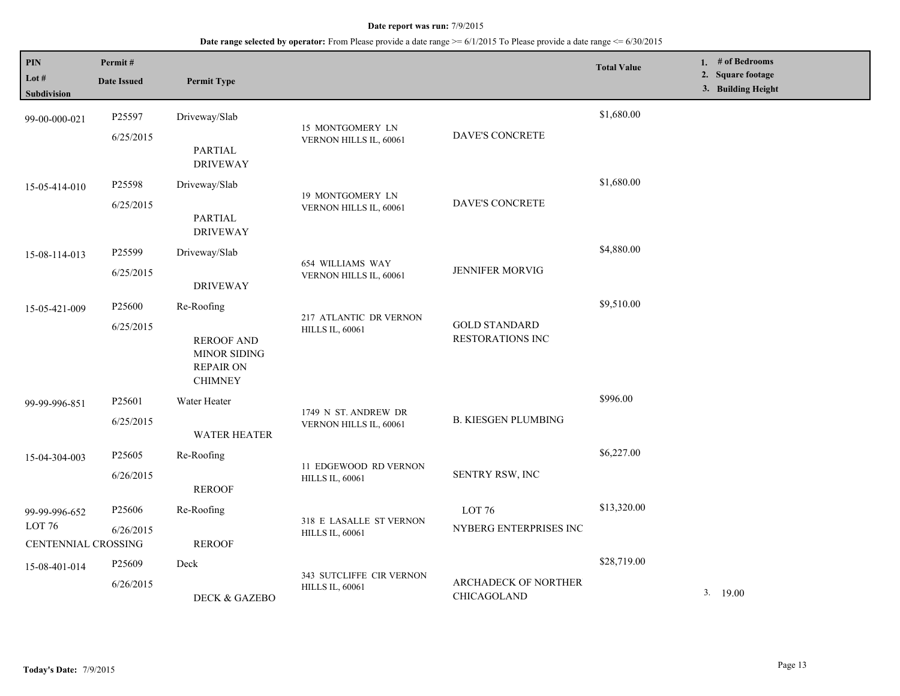**Date report was run:** 7/9/2015

**Date range selected by operator:** From Please provide a date range >= 6/1/2015 To Please provide a date range <= 6/30/2015

| PIN / Lot # / Subdivision | Permit # / Date Issued | Permit Type | Address | Contractor | Total Value | 1. # of Bedrooms 2. Square footage 3. Building Height |
|---|---|---|---|---|---|---|
| 99-00-000-021 | P25597 6/25/2015 | Driveway/Slab PARTIAL DRIVEWAY | 15 MONTGOMERY LN VERNON HILLS IL, 60061 | DAVE'S CONCRETE | $1,680.00 | |
| 15-05-414-010 | P25598 6/25/2015 | Driveway/Slab PARTIAL DRIVEWAY | 19 MONTGOMERY LN VERNON HILLS IL, 60061 | DAVE'S CONCRETE | $1,680.00 | |
| 15-08-114-013 | P25599 6/25/2015 | Driveway/Slab DRIVEWAY | 654 WILLIAMS WAY VERNON HILLS IL, 60061 | JENNIFER MORVIG | $4,880.00 | |
| 15-05-421-009 | P25600 6/25/2015 | Re-Roofing REROOF AND MINOR SIDING REPAIR ON CHIMNEY | 217 ATLANTIC DR VERNON HILLS IL, 60061 | GOLD STANDARD RESTORATIONS INC | $9,510.00 | |
| 99-99-996-851 | P25601 6/25/2015 | Water Heater WATER HEATER | 1749 N ST. ANDREW DR VERNON HILLS IL, 60061 | B. KIESGEN PLUMBING | $996.00 | |
| 15-04-304-003 | P25605 6/26/2015 | Re-Roofing REROOF | 11 EDGEWOOD RD VERNON HILLS IL, 60061 | SENTRY RSW, INC | $6,227.00 | |
| 99-99-996-652 LOT 76 CENTENNIAL CROSSING | P25606 6/26/2015 | Re-Roofing REROOF | 318 E LASALLE ST VERNON HILLS IL, 60061 | LOT 76 NYBERG ENTERPRISES INC | $13,320.00 | |
| 15-08-401-014 | P25609 6/26/2015 | Deck DECK & GAZEBO | 343 SUTCLIFFE CIR VERNON HILLS IL, 60061 | ARCHADECK OF NORTHER CHICAGOLAND | $28,719.00 | 3. 19.00 |

**Today's Date:** 7/9/2015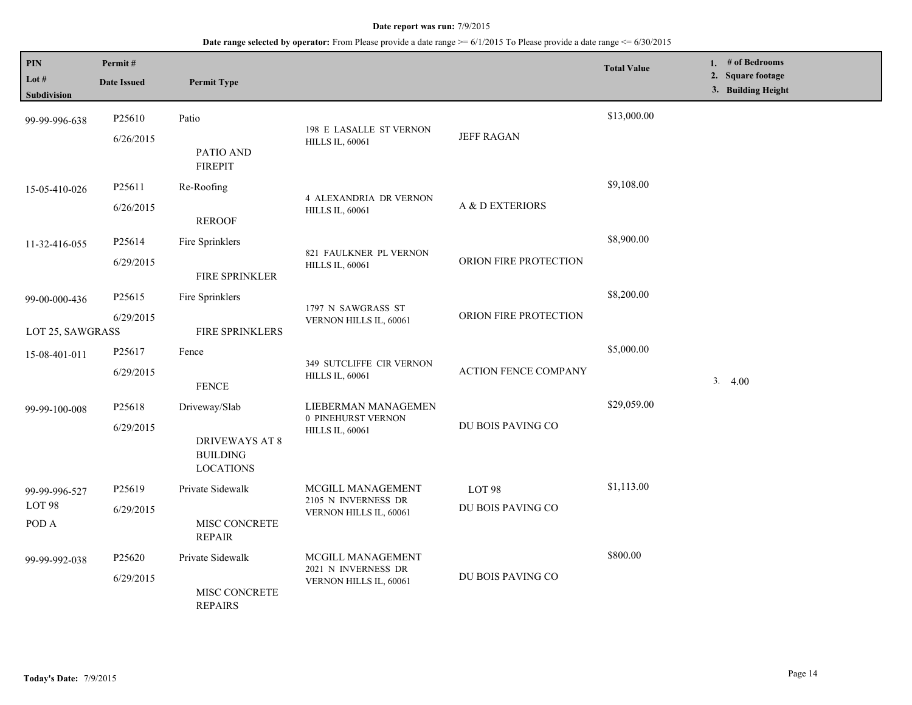**Date report was run:** 7/9/2015

**Date range selected by operator:** From Please provide a date range >= 6/1/2015 To Please provide a date range <= 6/30/2015

| PIN / Lot # / Subdivision | Permit # / Date Issued | Permit Type | | | Total Value | 1. # of Bedrooms 2. Square footage 3. Building Height |
|---|---|---|---|---|---|---|
| 99-99-996-638 | P25610 6/26/2015 | Patio PATIO AND FIREPIT | 198 E LASALLE ST VERNON HILLS IL, 60061 | JEFF RAGAN | $13,000.00 | |
| 15-05-410-026 | P25611 6/26/2015 | Re-Roofing REROOF | 4 ALEXANDRIA DR VERNON HILLS IL, 60061 | A & D EXTERIORS | $9,108.00 | |
| 11-32-416-055 | P25614 6/29/2015 | Fire Sprinklers FIRE SPRINKLER | 821 FAULKNER PL VERNON HILLS IL, 60061 | ORION FIRE PROTECTION | $8,900.00 | |
| 99-00-000-436 LOT 25, SAWGRASS | P25615 6/29/2015 | Fire Sprinklers FIRE SPRINKLERS | 1797 N SAWGRASS ST VERNON HILLS IL, 60061 | ORION FIRE PROTECTION | $8,200.00 | |
| 15-08-401-011 | P25617 6/29/2015 | Fence FENCE | 349 SUTCLIFFE CIR VERNON HILLS IL, 60061 | ACTION FENCE COMPANY | $5,000.00 | 3. 4.00 |
| 99-99-100-008 | P25618 6/29/2015 | Driveway/Slab DRIVEWAYS AT 8 BUILDING LOCATIONS | LIEBERMAN MANAGEMEN 0 PINEHURST VERNON HILLS IL, 60061 | DU BOIS PAVING CO | $29,059.00 | |
| 99-99-996-527 LOT 98 POD A | P25619 6/29/2015 | Private Sidewalk MISC CONCRETE REPAIR | MCGILL MANAGEMENT 2105 N INVERNESS DR VERNON HILLS IL, 60061 | LOT 98 DU BOIS PAVING CO | $1,113.00 | |
| 99-99-992-038 | P25620 6/29/2015 | Private Sidewalk MISC CONCRETE REPAIRS | MCGILL MANAGEMENT 2021 N INVERNESS DR VERNON HILLS IL, 60061 | DU BOIS PAVING CO | $800.00 | |

**Today's Date:** 7/9/2015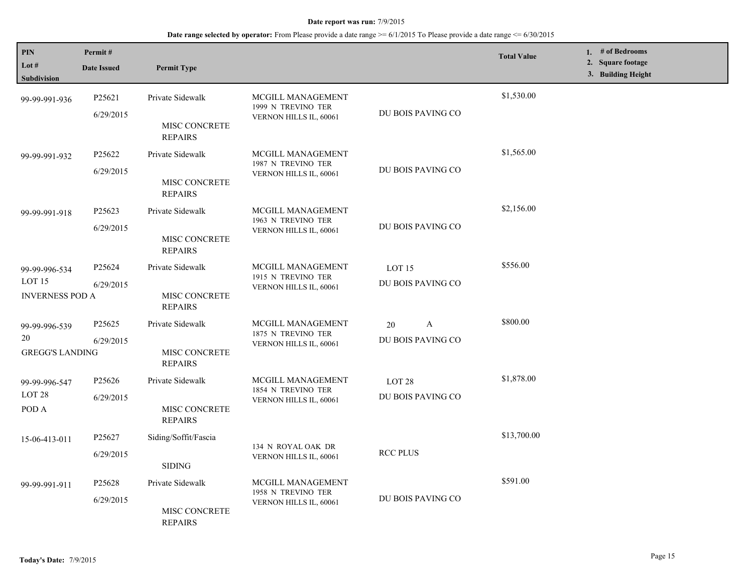**Date report was run:** 7/9/2015

**Date range selected by operator:** From Please provide a date range >= 6/1/2015 To Please provide a date range <= 6/30/2015

| PIN / Lot # / Subdivision | Permit # / Date Issued | Permit Type | | | Total Value | 1. # of Bedrooms 2. Square footage 3. Building Height |
|---|---|---|---|---|---|---|
| 99-99-991-936 | P25621 6/29/2015 | Private Sidewalk MISC CONCRETE REPAIRS | MCGILL MANAGEMENT 1999 N TREVINO TER VERNON HILLS IL, 60061 | DU BOIS PAVING CO | $1,530.00 | |
| 99-99-991-932 | P25622 6/29/2015 | Private Sidewalk MISC CONCRETE REPAIRS | MCGILL MANAGEMENT 1987 N TREVINO TER VERNON HILLS IL, 60061 | DU BOIS PAVING CO | $1,565.00 | |
| 99-99-991-918 | P25623 6/29/2015 | Private Sidewalk MISC CONCRETE REPAIRS | MCGILL MANAGEMENT 1963 N TREVINO TER VERNON HILLS IL, 60061 | DU BOIS PAVING CO | $2,156.00 | |
| 99-99-996-534 LOT 15 INVERNESS POD A | P25624 6/29/2015 | Private Sidewalk MISC CONCRETE REPAIRS | MCGILL MANAGEMENT 1915 N TREVINO TER VERNON HILLS IL, 60061 | LOT 15 DU BOIS PAVING CO | $556.00 | |
| 99-99-996-539 20 GREGG'S LANDING | P25625 6/29/2015 | Private Sidewalk MISC CONCRETE REPAIRS | MCGILL MANAGEMENT 1875 N TREVINO TER VERNON HILLS IL, 60061 | 20 A DU BOIS PAVING CO | $800.00 | |
| 99-99-996-547 LOT 28 POD A | P25626 6/29/2015 | Private Sidewalk MISC CONCRETE REPAIRS | MCGILL MANAGEMENT 1854 N TREVINO TER VERNON HILLS IL, 60061 | LOT 28 DU BOIS PAVING CO | $1,878.00 | |
| 15-06-413-011 | P25627 6/29/2015 | Siding/Soffit/Fascia SIDING | 134 N ROYAL OAK DR VERNON HILLS IL, 60061 | RCC PLUS | $13,700.00 | |
| 99-99-991-911 | P25628 6/29/2015 | Private Sidewalk MISC CONCRETE REPAIRS | MCGILL MANAGEMENT 1958 N TREVINO TER VERNON HILLS IL, 60061 | DU BOIS PAVING CO | $591.00 | |

**Today's Date:** 7/9/2015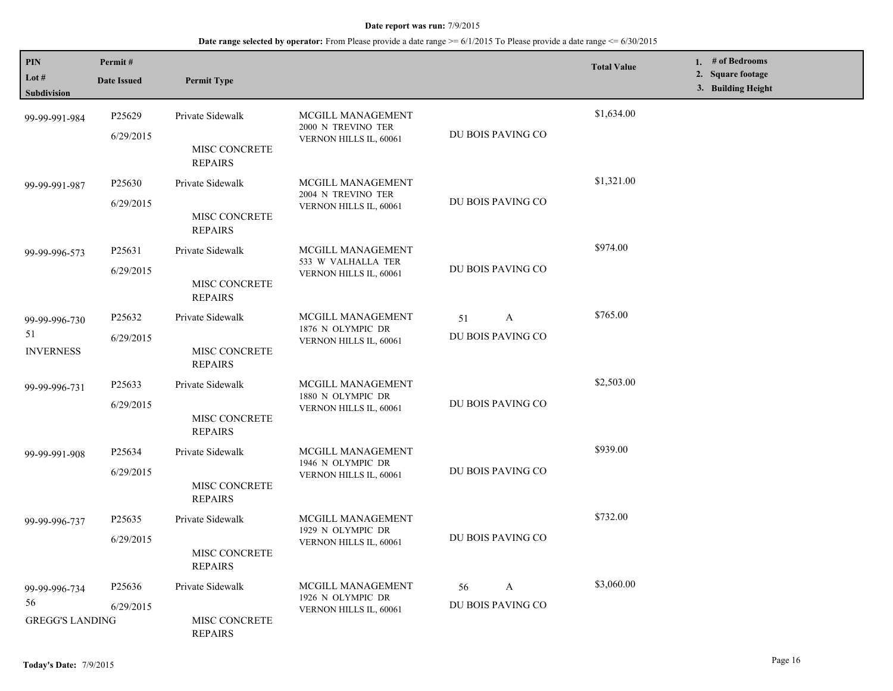**Date report was run:** 7/9/2015

**Date range selected by operator:** From Please provide a date range >= 6/1/2015 To Please provide a date range <= 6/30/2015

| PIN / Lot # / Subdivision | Permit # / Date Issued | Permit Type | | | Total Value | 1. # of Bedrooms 2. Square footage 3. Building Height |
|---|---|---|---|---|---|---|
| 99-99-991-984 | P25629 6/29/2015 | Private Sidewalk MISC CONCRETE REPAIRS | MCGILL MANAGEMENT 2000 N TREVINO TER VERNON HILLS IL, 60061 | DU BOIS PAVING CO | $1,634.00 | |
| 99-99-991-987 | P25630 6/29/2015 | Private Sidewalk MISC CONCRETE REPAIRS | MCGILL MANAGEMENT 2004 N TREVINO TER VERNON HILLS IL, 60061 | DU BOIS PAVING CO | $1,321.00 | |
| 99-99-996-573 | P25631 6/29/2015 | Private Sidewalk MISC CONCRETE REPAIRS | MCGILL MANAGEMENT 533 W VALHALLA TER VERNON HILLS IL, 60061 | DU BOIS PAVING CO | $974.00 | |
| 99-99-996-730 51 INVERNESS | P25632 6/29/2015 | Private Sidewalk MISC CONCRETE REPAIRS | MCGILL MANAGEMENT 1876 N OLYMPIC DR VERNON HILLS IL, 60061 | 51 A DU BOIS PAVING CO | $765.00 | |
| 99-99-996-731 | P25633 6/29/2015 | Private Sidewalk MISC CONCRETE REPAIRS | MCGILL MANAGEMENT 1880 N OLYMPIC DR VERNON HILLS IL, 60061 | DU BOIS PAVING CO | $2,503.00 | |
| 99-99-991-908 | P25634 6/29/2015 | Private Sidewalk MISC CONCRETE REPAIRS | MCGILL MANAGEMENT 1946 N OLYMPIC DR VERNON HILLS IL, 60061 | DU BOIS PAVING CO | $939.00 | |
| 99-99-996-737 | P25635 6/29/2015 | Private Sidewalk MISC CONCRETE REPAIRS | MCGILL MANAGEMENT 1929 N OLYMPIC DR VERNON HILLS IL, 60061 | DU BOIS PAVING CO | $732.00 | |
| 99-99-996-734 56 GREGG'S LANDING | P25636 6/29/2015 | Private Sidewalk MISC CONCRETE REPAIRS | MCGILL MANAGEMENT 1926 N OLYMPIC DR VERNON HILLS IL, 60061 | 56 A DU BOIS PAVING CO | $3,060.00 | |

**Today's Date:** 7/9/2015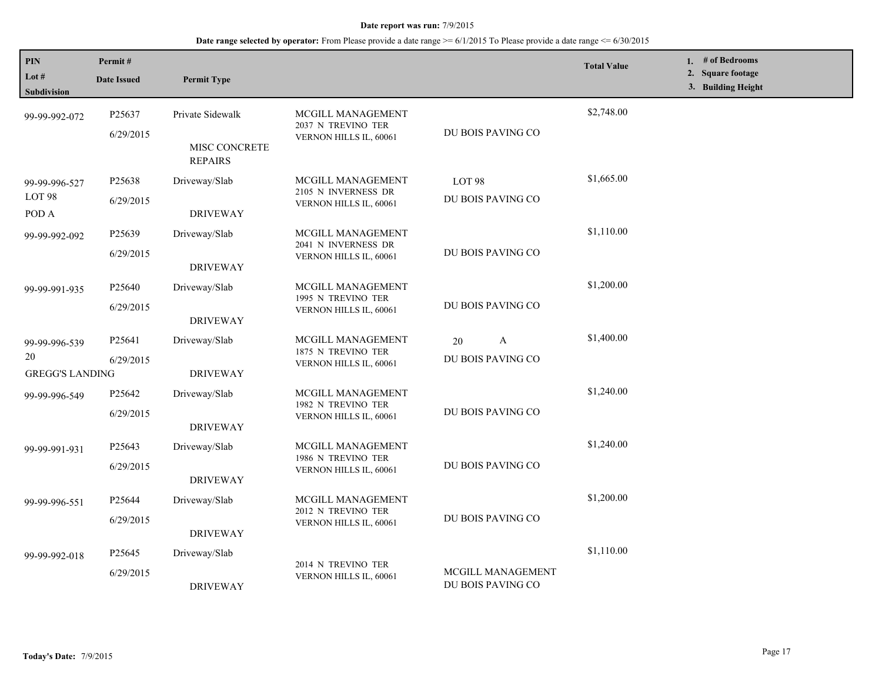**Date report was run:** 7/9/2015

**Date range selected by operator:** From Please provide a date range >= 6/1/2015 To Please provide a date range <= 6/30/2015

| PIN / Lot # / Subdivision | Permit # / Date Issued | Permit Type | | | Total Value | 1. # of Bedrooms 2. Square footage 3. Building Height |
|---|---|---|---|---|---|---|
| 99-99-992-072 | P25637 6/29/2015 | Private Sidewalk MISC CONCRETE REPAIRS | MCGILL MANAGEMENT 2037 N TREVINO TER VERNON HILLS IL, 60061 | DU BOIS PAVING CO | $2,748.00 | |
| 99-99-996-527 LOT 98 POD A | P25638 6/29/2015 | Driveway/Slab DRIVEWAY | MCGILL MANAGEMENT 2105 N INVERNESS DR VERNON HILLS IL, 60061 | LOT 98 DU BOIS PAVING CO | $1,665.00 | |
| 99-99-992-092 | P25639 6/29/2015 | Driveway/Slab DRIVEWAY | MCGILL MANAGEMENT 2041 N INVERNESS DR VERNON HILLS IL, 60061 | DU BOIS PAVING CO | $1,110.00 | |
| 99-99-991-935 | P25640 6/29/2015 | Driveway/Slab DRIVEWAY | MCGILL MANAGEMENT 1995 N TREVINO TER VERNON HILLS IL, 60061 | DU BOIS PAVING CO | $1,200.00 | |
| 99-99-996-539 20 GREGG'S LANDING | P25641 6/29/2015 | Driveway/Slab DRIVEWAY | MCGILL MANAGEMENT 1875 N TREVINO TER VERNON HILLS IL, 60061 | 20 A DU BOIS PAVING CO | $1,400.00 | |
| 99-99-996-549 | P25642 6/29/2015 | Driveway/Slab DRIVEWAY | MCGILL MANAGEMENT 1982 N TREVINO TER VERNON HILLS IL, 60061 | DU BOIS PAVING CO | $1,240.00 | |
| 99-99-991-931 | P25643 6/29/2015 | Driveway/Slab DRIVEWAY | MCGILL MANAGEMENT 1986 N TREVINO TER VERNON HILLS IL, 60061 | DU BOIS PAVING CO | $1,240.00 | |
| 99-99-996-551 | P25644 6/29/2015 | Driveway/Slab DRIVEWAY | MCGILL MANAGEMENT 2012 N TREVINO TER VERNON HILLS IL, 60061 | DU BOIS PAVING CO | $1,200.00 | |
| 99-99-992-018 | P25645 6/29/2015 | Driveway/Slab DRIVEWAY | 2014 N TREVINO TER VERNON HILLS IL, 60061 | MCGILL MANAGEMENT DU BOIS PAVING CO | $1,110.00 | |

**Today's Date:** 7/9/2015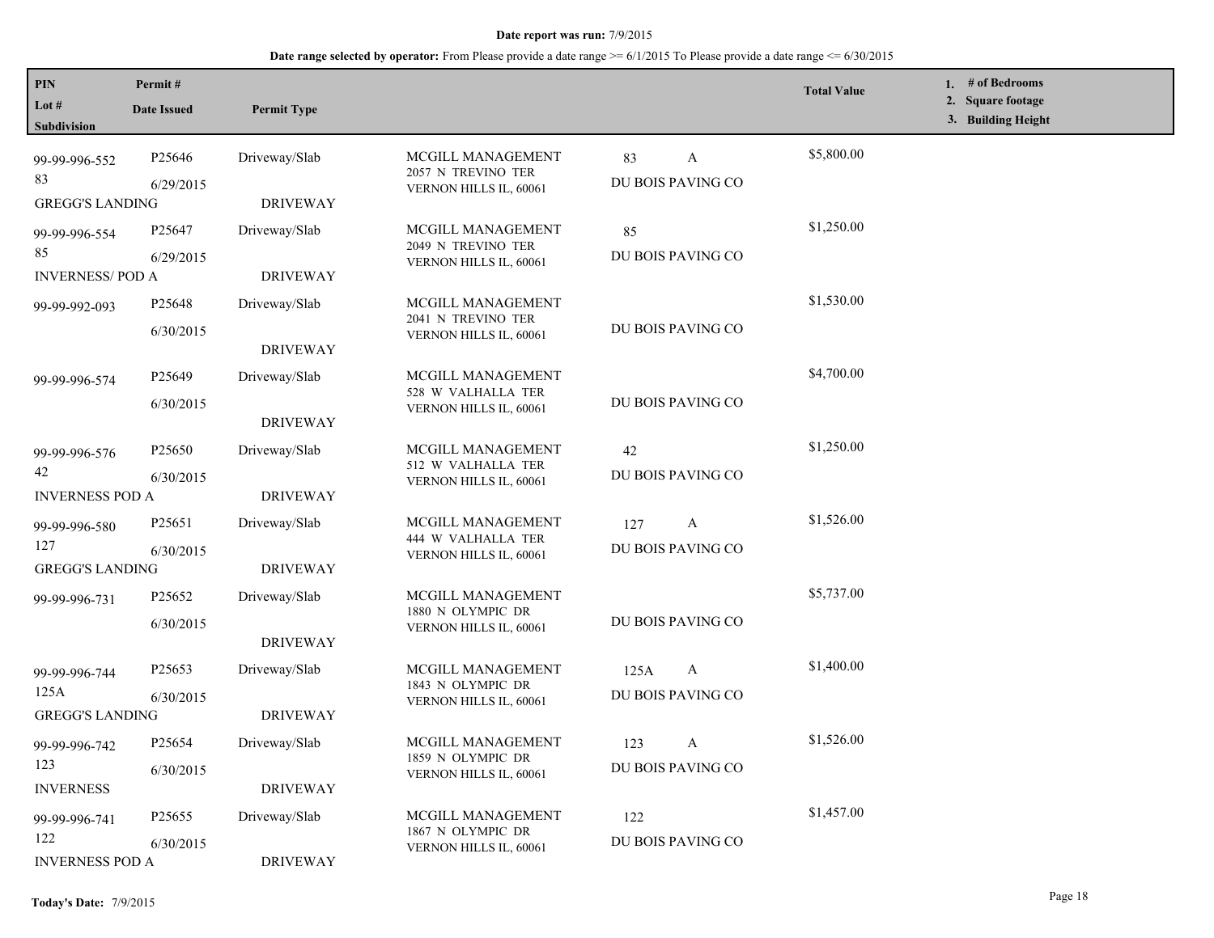**Date report was run:** 7/9/2015

**Date range selected by operator:** From Please provide a date range >= 6/1/2015 To Please provide a date range <= 6/30/2015

| PIN / Lot # / Subdivision | Permit # / Date Issued | Permit Type | | | Total Value | 1. # of Bedrooms 2. Square footage 3. Building Height |
|---|---|---|---|---|---|---|
| 99-99-996-552 / 83 / GREGG'S LANDING | P25646 / 6/29/2015 | Driveway/Slab / DRIVEWAY | MCGILL MANAGEMENT 2057 N TREVINO TER VERNON HILLS IL, 60061 | 83 A / DU BOIS PAVING CO | $5,800.00 | |
| 99-99-996-554 / 85 / INVERNESS/ POD A | P25647 / 6/29/2015 | Driveway/Slab / DRIVEWAY | MCGILL MANAGEMENT 2049 N TREVINO TER VERNON HILLS IL, 60061 | 85 / DU BOIS PAVING CO | $1,250.00 | |
| 99-99-992-093 | P25648 / 6/30/2015 | Driveway/Slab / DRIVEWAY | MCGILL MANAGEMENT 2041 N TREVINO TER VERNON HILLS IL, 60061 | DU BOIS PAVING CO | $1,530.00 | |
| 99-99-996-574 | P25649 / 6/30/2015 | Driveway/Slab / DRIVEWAY | MCGILL MANAGEMENT 528 W VALHALLA TER VERNON HILLS IL, 60061 | DU BOIS PAVING CO | $4,700.00 | |
| 99-99-996-576 / 42 / INVERNESS POD A | P25650 / 6/30/2015 | Driveway/Slab / DRIVEWAY | MCGILL MANAGEMENT 512 W VALHALLA TER VERNON HILLS IL, 60061 | 42 / DU BOIS PAVING CO | $1,250.00 | |
| 99-99-996-580 / 127 / GREGG'S LANDING | P25651 / 6/30/2015 | Driveway/Slab / DRIVEWAY | MCGILL MANAGEMENT 444 W VALHALLA TER VERNON HILLS IL, 60061 | 127 A / DU BOIS PAVING CO | $1,526.00 | |
| 99-99-996-731 | P25652 / 6/30/2015 | Driveway/Slab / DRIVEWAY | MCGILL MANAGEMENT 1880 N OLYMPIC DR VERNON HILLS IL, 60061 | DU BOIS PAVING CO | $5,737.00 | |
| 99-99-996-744 / 125A / GREGG'S LANDING | P25653 / 6/30/2015 | Driveway/Slab / DRIVEWAY | MCGILL MANAGEMENT 1843 N OLYMPIC DR VERNON HILLS IL, 60061 | 125A A / DU BOIS PAVING CO | $1,400.00 | |
| 99-99-996-742 / 123 / INVERNESS | P25654 / 6/30/2015 | Driveway/Slab / DRIVEWAY | MCGILL MANAGEMENT 1859 N OLYMPIC DR VERNON HILLS IL, 60061 | 123 A / DU BOIS PAVING CO | $1,526.00 | |
| 99-99-996-741 / 122 / INVERNESS POD A | P25655 / 6/30/2015 | Driveway/Slab / DRIVEWAY | MCGILL MANAGEMENT 1867 N OLYMPIC DR VERNON HILLS IL, 60061 | 122 / DU BOIS PAVING CO | $1,457.00 | |

**Today's Date:** 7/9/2015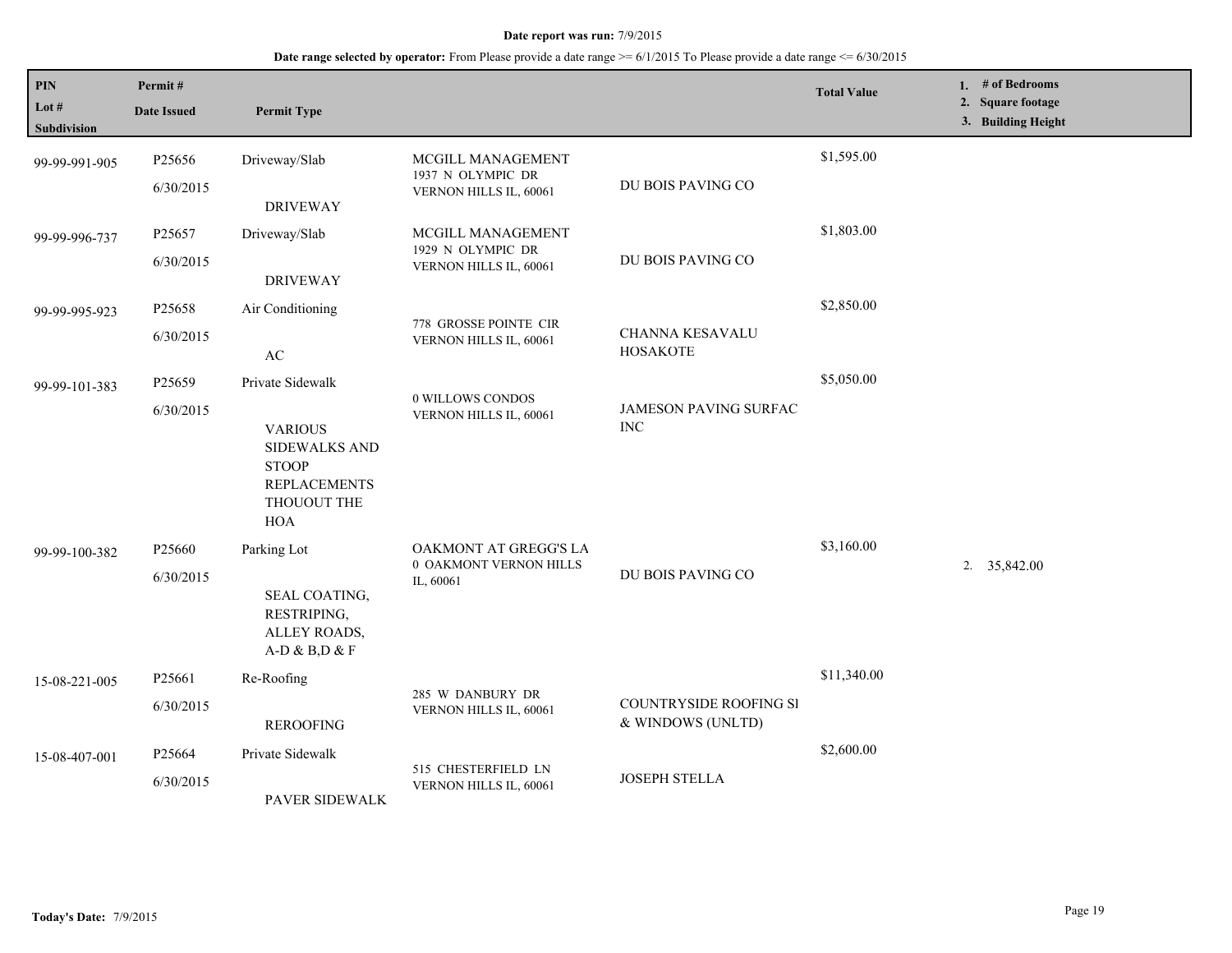**Date report was run:** 7/9/2015

**Date range selected by operator:** From Please provide a date range >= 6/1/2015 To Please provide a date range <= 6/30/2015

| PIN<br>Lot #<br>Subdivision | Permit #<br>Date Issued | Permit Type | | | Total Value | 1. # of Bedrooms<br>2. Square footage<br>3. Building Height |
|---|---|---|---|---|---|---|
| 99-99-991-905 | P25656<br>6/30/2015 | Driveway/Slab<br>DRIVEWAY | MCGILL MANAGEMENT<br>1937 N OLYMPIC DR<br>VERNON HILLS IL, 60061 | DU BOIS PAVING CO | $1,595.00 | |
| 99-99-996-737 | P25657<br>6/30/2015 | Driveway/Slab<br>DRIVEWAY | MCGILL MANAGEMENT<br>1929 N OLYMPIC DR<br>VERNON HILLS IL, 60061 | DU BOIS PAVING CO | $1,803.00 | |
| 99-99-995-923 | P25658<br>6/30/2015 | Air Conditioning<br>AC | 778 GROSSE POINTE CIR<br>VERNON HILLS IL, 60061 | CHANNA KESAVALU HOSAKOTE | $2,850.00 | |
| 99-99-101-383 | P25659<br>6/30/2015 | Private Sidewalk<br>VARIOUS SIDEWALKS AND STOOP REPLACEMENTS THOUOUT THE HOA | 0 WILLOWS CONDOS<br>VERNON HILLS IL, 60061 | JAMESON PAVING SURFAC INC | $5,050.00 | |
| 99-99-100-382 | P25660<br>6/30/2015 | Parking Lot<br>SEAL COATING, RESTRIPING, ALLEY ROADS, A-D & B,D & F | OAKMONT AT GREGG'S LA<br>0 OAKMONT VERNON HILLS IL, 60061 | DU BOIS PAVING CO | $3,160.00 | 2. 35,842.00 |
| 15-08-221-005 | P25661<br>6/30/2015 | Re-Roofing<br>REROOFING | 285 W DANBURY DR<br>VERNON HILLS IL, 60061 | COUNTRYSIDE ROOFING SI & WINDOWS (UNLTD) | $11,340.00 | |
| 15-08-407-001 | P25664<br>6/30/2015 | Private Sidewalk<br>PAVER SIDEWALK | 515 CHESTERFIELD LN<br>VERNON HILLS IL, 60061 | JOSEPH STELLA | $2,600.00 | |

**Today's Date:** 7/9/2015